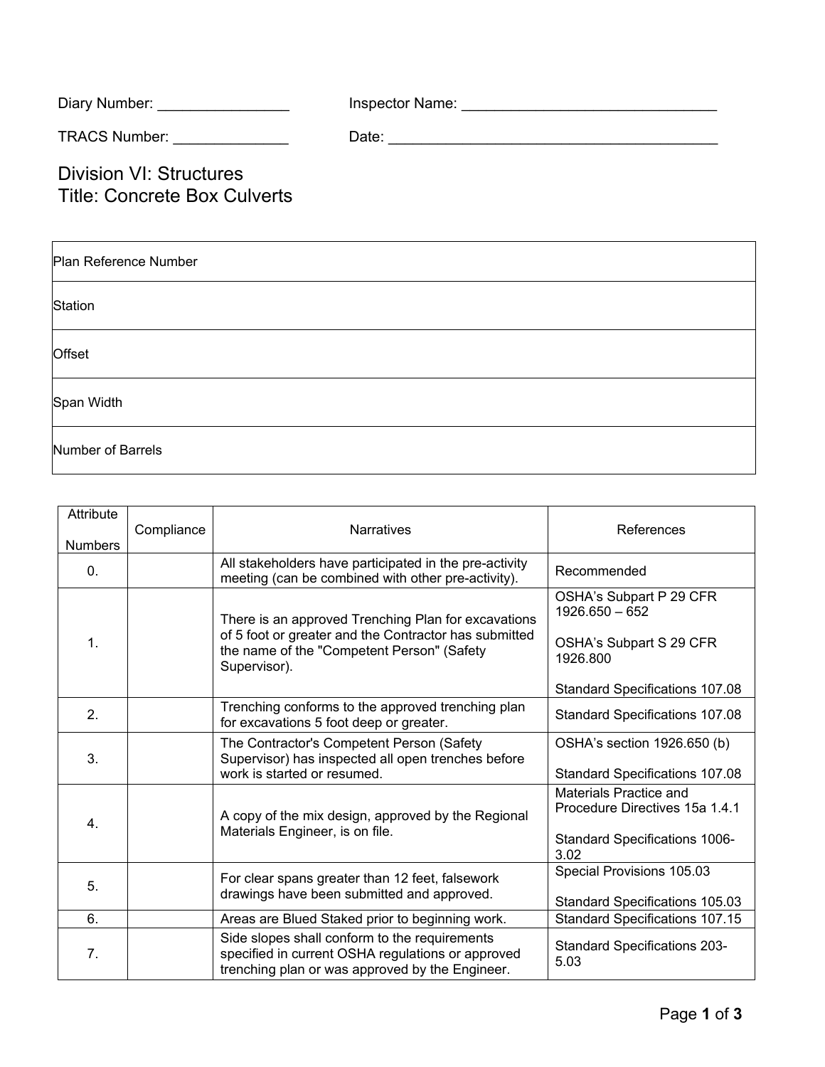Diary Number: ________________ Inspector Name: _______________________________

TRACS Number: ______________ Date: _________________________________________

# Division VI: Structures
# Title: Concrete Box Culverts

| Plan Reference Number | |
|---|---|
| Station | |
| Offset | |
| Span Width | |
| Number of Barrels | |

| Attribute Numbers | Compliance | Narratives | References |
|---|---|---|---|
| 0. | | All stakeholders have participated in the pre-activity meeting (can be combined with other pre-activity). | Recommended |
| 1. | | There is an approved Trenching Plan for excavations of 5 foot or greater and the Contractor has submitted the name of the "Competent Person" (Safety Supervisor). | OSHA's Subpart P 29 CFR 1926.650 – 652<br><br>OSHA's Subpart S 29 CFR 1926.800<br><br>Standard Specifications 107.08 |
| 2. | | Trenching conforms to the approved trenching plan for excavations 5 foot deep or greater. | Standard Specifications 107.08 |
| 3. | | The Contractor's Competent Person (Safety Supervisor) has inspected all open trenches before work is started or resumed. | OSHA's section 1926.650 (b)<br><br>Standard Specifications 107.08 |
| 4. | | A copy of the mix design, approved by the Regional Materials Engineer, is on file. | Materials Practice and Procedure Directives 15a 1.4.1<br><br>Standard Specifications 1006-3.02 |
| 5. | | For clear spans greater than 12 feet, falsework drawings have been submitted and approved. | Special Provisions 105.03<br><br>Standard Specifications 105.03 |
| 6. | | Areas are Blued Staked prior to beginning work. | Standard Specifications 107.15 |
| 7. | | Side slopes shall conform to the requirements specified in current OSHA regulations or approved trenching plan or was approved by the Engineer. | Standard Specifications 203-5.03 |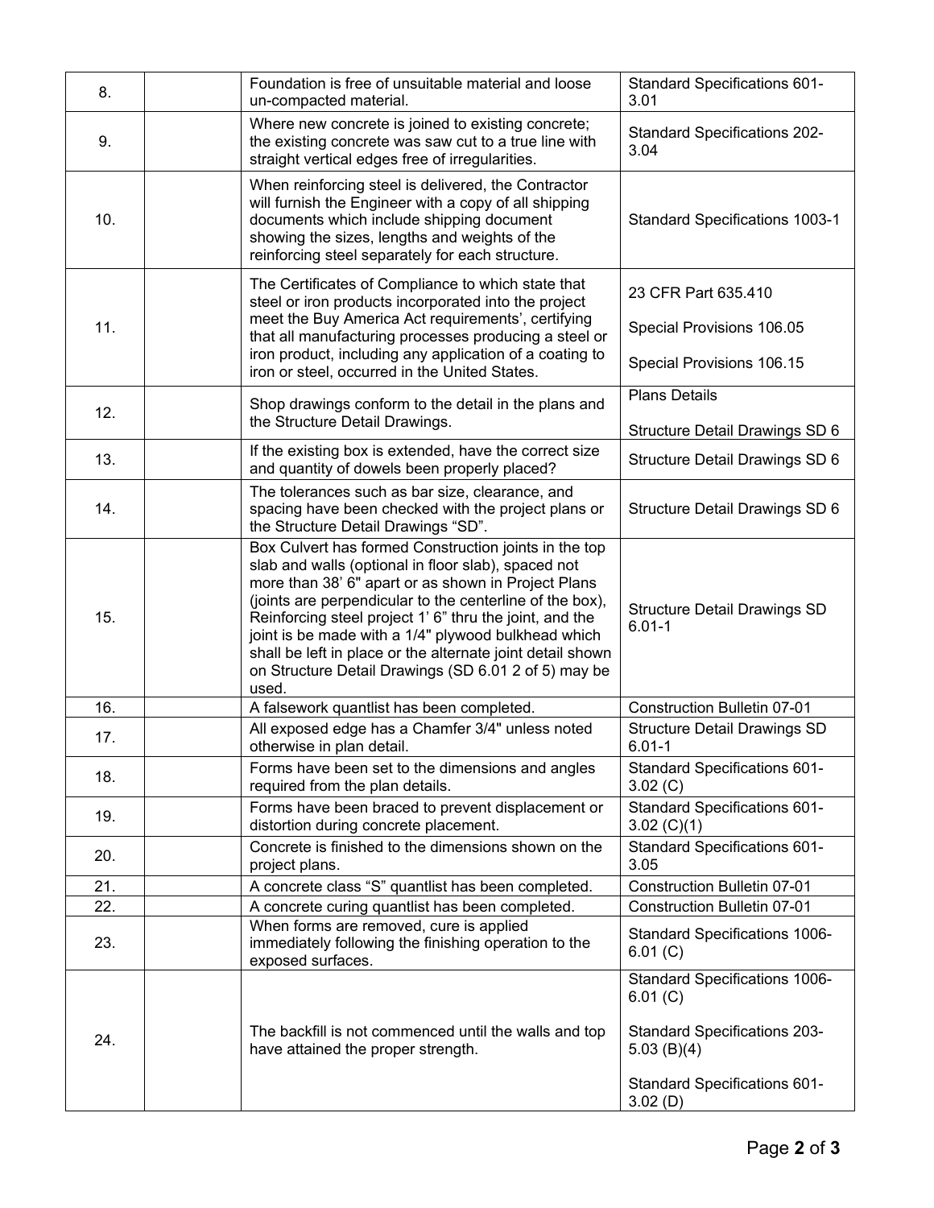| | | | |
|---|---|---|---|
| 8. | | Foundation is free of unsuitable material and loose un-compacted material. | Standard Specifications 601-3.01 |
| 9. | | Where new concrete is joined to existing concrete; the existing concrete was saw cut to a true line with straight vertical edges free of irregularities. | Standard Specifications 202-3.04 |
| 10. | | When reinforcing steel is delivered, the Contractor will furnish the Engineer with a copy of all shipping documents which include shipping document showing the sizes, lengths and weights of the reinforcing steel separately for each structure. | Standard Specifications 1003-1 |
| 11. | | The Certificates of Compliance to which state that steel or iron products incorporated into the project meet the Buy America Act requirements', certifying that all manufacturing processes producing a steel or iron product, including any application of a coating to iron or steel, occurred in the United States. | 23 CFR Part 635.410<br><br>Special Provisions 106.05<br><br>Special Provisions 106.15 |
| 12. | | Shop drawings conform to the detail in the plans and the Structure Detail Drawings. | Plans Details<br><br>Structure Detail Drawings SD 6 |
| 13. | | If the existing box is extended, have the correct size and quantity of dowels been properly placed? | Structure Detail Drawings SD 6 |
| 14. | | The tolerances such as bar size, clearance, and spacing have been checked with the project plans or the Structure Detail Drawings "SD". | Structure Detail Drawings SD 6 |
| 15. | | Box Culvert has formed Construction joints in the top slab and walls (optional in floor slab), spaced not more than 38' 6" apart or as shown in Project Plans (joints are perpendicular to the centerline of the box), Reinforcing steel project 1' 6" thru the joint, and the joint is be made with a 1/4" plywood bulkhead which shall be left in place or the alternate joint detail shown on Structure Detail Drawings (SD 6.01 2 of 5) may be used. | Structure Detail Drawings SD 6.01-1 |
| 16. | | A falsework quantlist has been completed. | Construction Bulletin 07-01 |
| 17. | | All exposed edge has a Chamfer 3/4" unless noted otherwise in plan detail. | Structure Detail Drawings SD 6.01-1 |
| 18. | | Forms have been set to the dimensions and angles required from the plan details. | Standard Specifications 601-3.02 (C) |
| 19. | | Forms have been braced to prevent displacement or distortion during concrete placement. | Standard Specifications 601-3.02 (C)(1) |
| 20. | | Concrete is finished to the dimensions shown on the project plans. | Standard Specifications 601-3.05 |
| 21. | | A concrete class "S" quantlist has been completed. | Construction Bulletin 07-01 |
| 22. | | A concrete curing quantlist has been completed. | Construction Bulletin 07-01 |
| 23. | | When forms are removed, cure is applied immediately following the finishing operation to the exposed surfaces. | Standard Specifications 1006-6.01 (C) |
| 24. | | The backfill is not commenced until the walls and top have attained the proper strength. | Standard Specifications 1006-6.01 (C)<br><br>Standard Specifications 203-5.03 (B)(4)<br><br>Standard Specifications 601-3.02 (D) |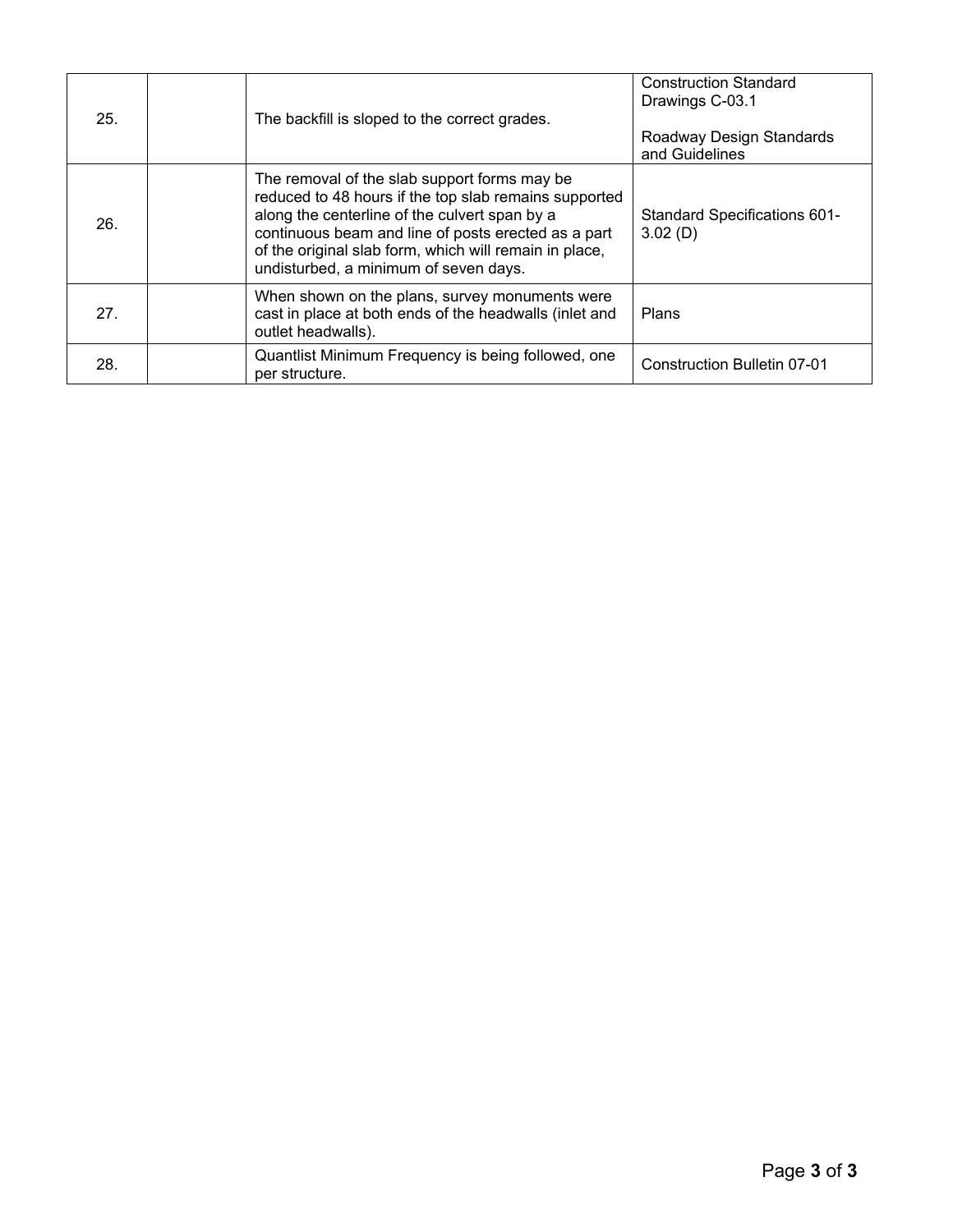| | | | |
|---|---|---|---|
| 25. | | The backfill is sloped to the correct grades. | Construction Standard Drawings C-03.1<br><br>Roadway Design Standards and Guidelines |
| 26. | | The removal of the slab support forms may be reduced to 48 hours if the top slab remains supported along the centerline of the culvert span by a continuous beam and line of posts erected as a part of the original slab form, which will remain in place, undisturbed, a minimum of seven days. | Standard Specifications 601-3.02 (D) |
| 27. | | When shown on the plans, survey monuments were cast in place at both ends of the headwalls (inlet and outlet headwalls). | Plans |
| 28. | | Quantlist Minimum Frequency is being followed, one per structure. | Construction Bulletin 07-01 |